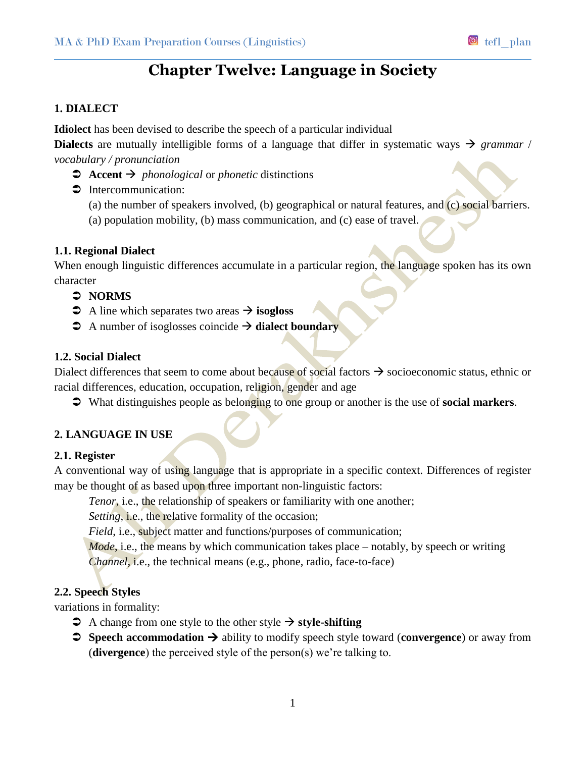# Chapter Twelve: Language in Society

## 1. DIALECT

**Idiolect** has been devised to describe the speech of a particular individual

**Dialects** are mutually intelligible forms of a language that differ in systematic ways → *grammar / vocabulary / pronunciation*

- **Accent** → *phonological* or *phonetic* distinctions
- Intercommunication:
  (a) the number of speakers involved, (b) geographical or natural features, and (c) social barriers.
  (a) population mobility, (b) mass communication, and (c) ease of travel.

### 1.1. Regional Dialect

When enough linguistic differences accumulate in a particular region, the language spoken has its own character

- **NORMS**
- A line which separates two areas → **isogloss**
- A number of isoglosses coincide → **dialect boundary**

### 1.2. Social Dialect

Dialect differences that seem to come about because of social factors → socioeconomic status, ethnic or racial differences, education, occupation, religion, gender and age

- What distinguishes people as belonging to one group or another is the use of **social markers**.

## 2. LANGUAGE IN USE

### 2.1. Register

A conventional way of using language that is appropriate in a specific context. Differences of register may be thought of as based upon three important non-linguistic factors:

*Tenor*, i.e., the relationship of speakers or familiarity with one another;
*Setting*, i.e., the relative formality of the occasion;
*Field*, i.e., subject matter and functions/purposes of communication;
*Mode*, i.e., the means by which communication takes place – notably, by speech or writing
*Channel*, i.e., the technical means (e.g., phone, radio, face-to-face)

### 2.2. Speech Styles

variations in formality:

- A change from one style to the other style → **style-shifting**
- **Speech accommodation** → ability to modify speech style toward (**convergence**) or away from (**divergence**) the perceived style of the person(s) we're talking to.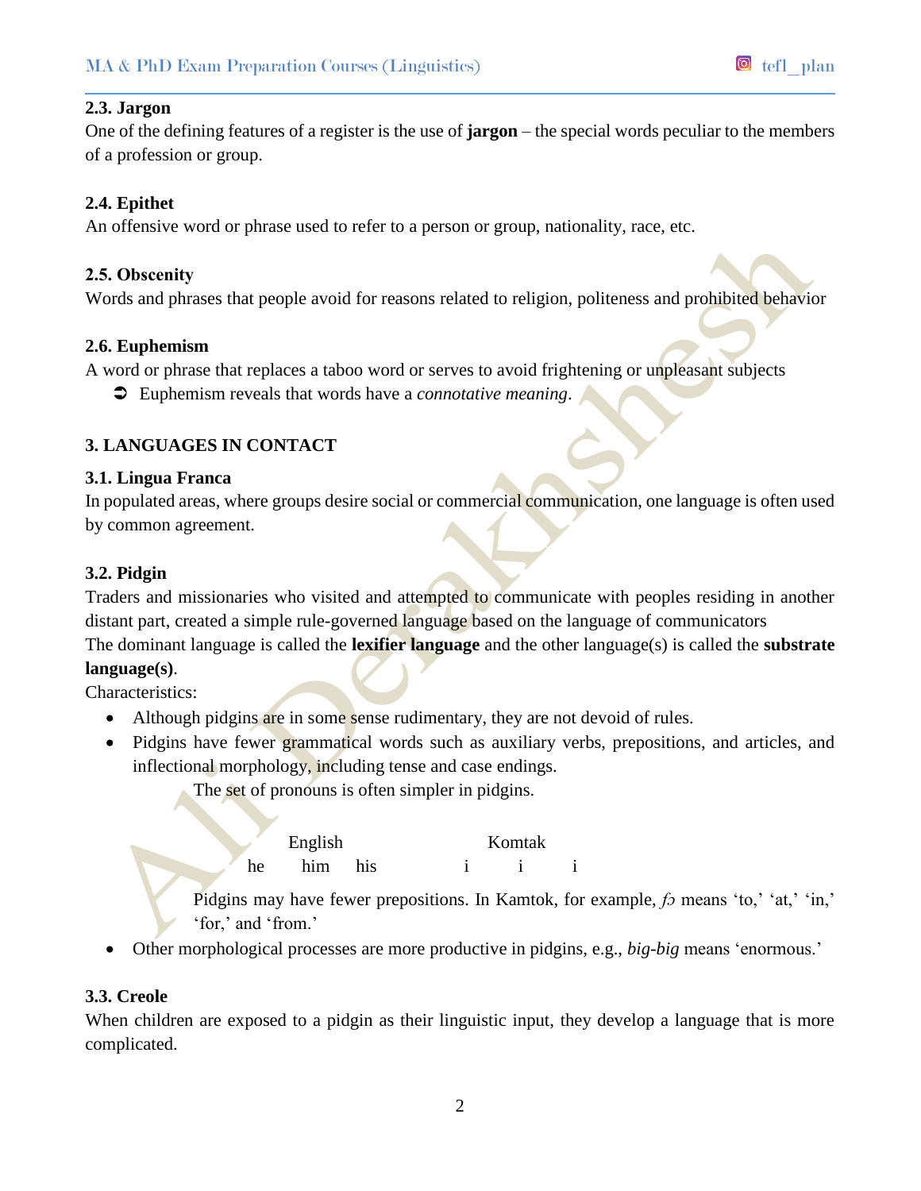### 2.3. Jargon

One of the defining features of a register is the use of **jargon** – the special words peculiar to the members of a profession or group.

### 2.4. Epithet

An offensive word or phrase used to refer to a person or group, nationality, race, etc.

### 2.5. Obscenity

Words and phrases that people avoid for reasons related to religion, politeness and prohibited behavior

### 2.6. Euphemism

A word or phrase that replaces a taboo word or serves to avoid frightening or unpleasant subjects

➲ Euphemism reveals that words have a *connotative meaning*.

## 3. LANGUAGES IN CONTACT

### 3.1. Lingua Franca

In populated areas, where groups desire social or commercial communication, one language is often used by common agreement.

### 3.2. Pidgin

Traders and missionaries who visited and attempted to communicate with peoples residing in another distant part, created a simple rule-governed language based on the language of communicators

The dominant language is called the **lexifier language** and the other language(s) is called the **substrate language(s)**.

Characteristics:

- Although pidgins are in some sense rudimentary, they are not devoid of rules.
- Pidgins have fewer grammatical words such as auxiliary verbs, prepositions, and articles, and inflectional morphology, including tense and case endings.

  The set of pronouns is often simpler in pidgins.

  | English | | | Komtak | | |
  |---|---|---|---|---|---|
  | he | him | his | i | i | i |

  Pidgins may have fewer prepositions. In Kamtok, for example, *fɔ* means 'to,' 'at,' 'in,' 'for,' and 'from.'
- Other morphological processes are more productive in pidgins, e.g., *big-big* means 'enormous.'

### 3.3. Creole

When children are exposed to a pidgin as their linguistic input, they develop a language that is more complicated.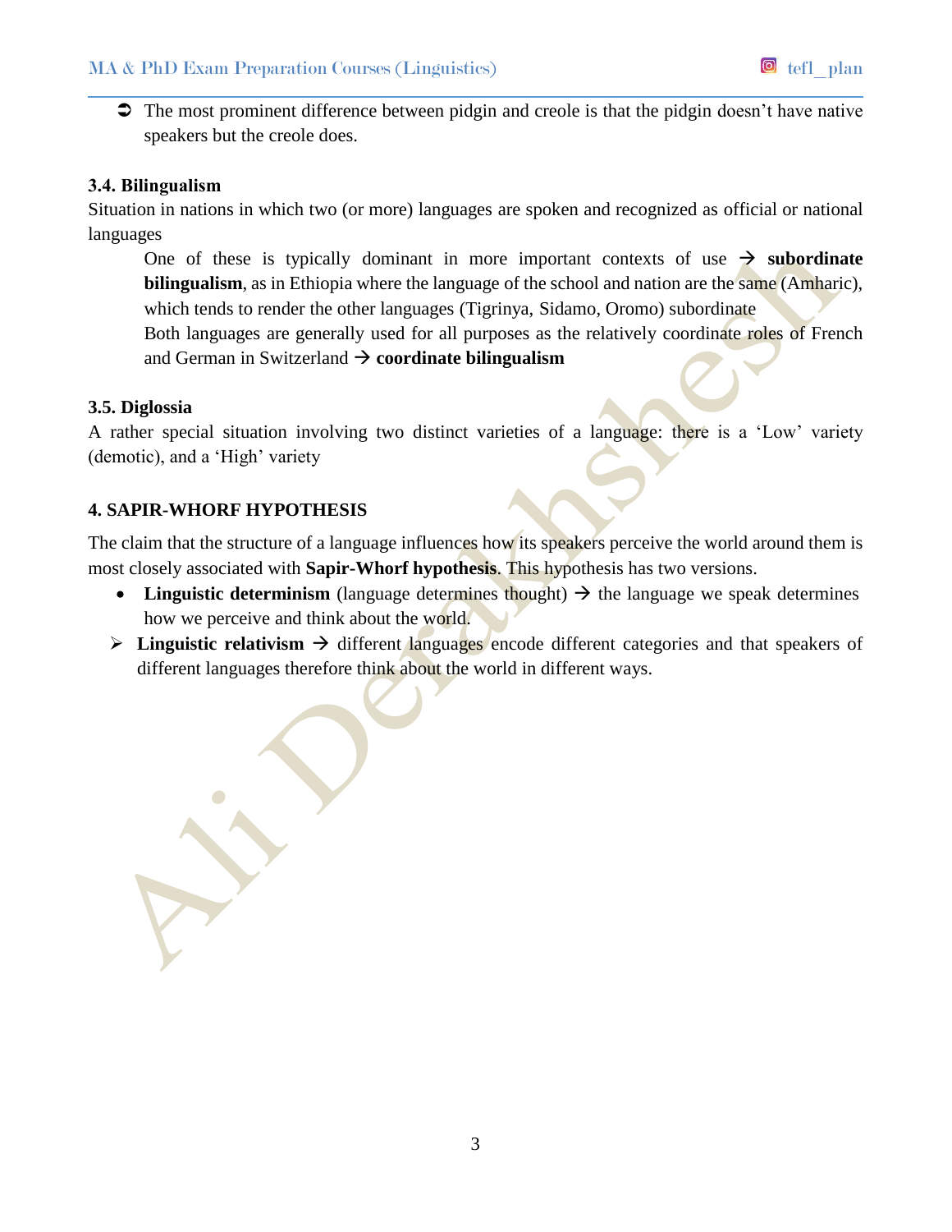- The most prominent difference between pidgin and creole is that the pidgin doesn't have native speakers but the creole does.

### 3.4. Bilingualism

Situation in nations in which two (or more) languages are spoken and recognized as official or national languages

One of these is typically dominant in more important contexts of use → **subordinate bilingualism**, as in Ethiopia where the language of the school and nation are the same (Amharic), which tends to render the other languages (Tigrinya, Sidamo, Oromo) subordinate

Both languages are generally used for all purposes as the relatively coordinate roles of French and German in Switzerland → **coordinate bilingualism**

### 3.5. Diglossia

A rather special situation involving two distinct varieties of a language: there is a 'Low' variety (demotic), and a 'High' variety

## 4. SAPIR-WHORF HYPOTHESIS

The claim that the structure of a language influences how its speakers perceive the world around them is most closely associated with **Sapir-Whorf hypothesis**. This hypothesis has two versions.

- **Linguistic determinism** (language determines thought) → the language we speak determines how we perceive and think about the world.
- **Linguistic relativism** → different languages encode different categories and that speakers of different languages therefore think about the world in different ways.